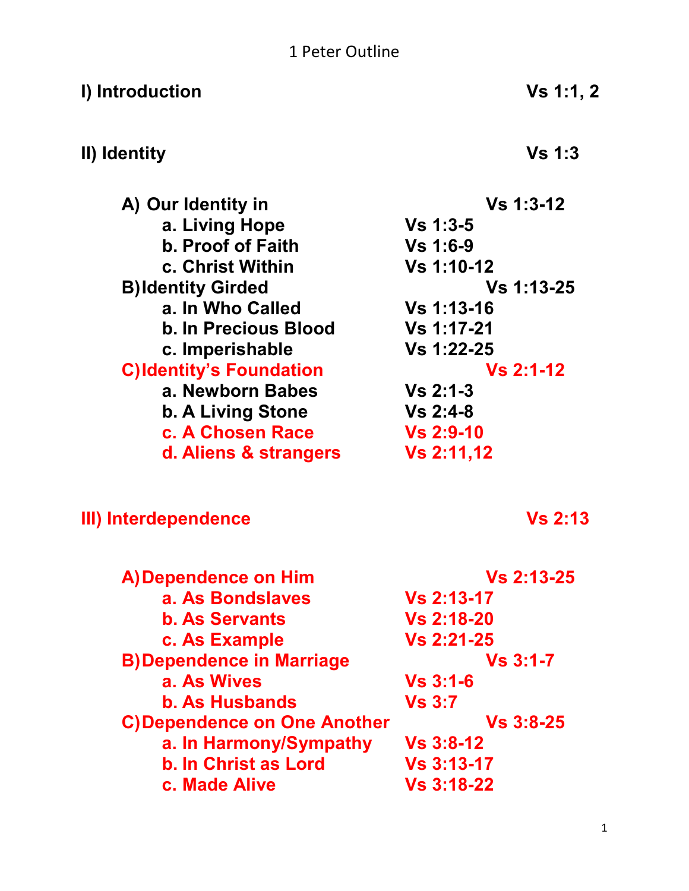# 1 Peter Outline

## I) Introduction — Vs 1:1, 2

## II) Identity — Vs 1:3

- **A) Our Identity in** — Vs 1:3-12
  - a. Living Hope — Vs 1:3-5
  - b. Proof of Faith — Vs 1:6-9
  - c. Christ Within — Vs 1:10-12
- **B) Identity Girded** — Vs 1:13-25
  - a. In Who Called — Vs 1:13-16
  - b. In Precious Blood — Vs 1:17-21
  - c. Imperishable — Vs 1:22-25
- **C) Identity's Foundation** — Vs 2:1-12
  - a. Newborn Babes — Vs 2:1-3
  - b. A Living Stone — Vs 2:4-8
  - c. A Chosen Race — Vs 2:9-10
  - d. Aliens & strangers — Vs 2:11,12

## III) Interdependence — Vs 2:13

- **A) Dependence on Him** — Vs 2:13-25
  - a. As Bondslaves — Vs 2:13-17
  - b. As Servants — Vs 2:18-20
  - c. As Example — Vs 2:21-25
- **B) Dependence in Marriage** — Vs 3:1-7
  - a. As Wives — Vs 3:1-6
  - b. As Husbands — Vs 3:7
- **C) Dependence on One Another** — Vs 3:8-25
  - a. In Harmony/Sympathy — Vs 3:8-12
  - b. In Christ as Lord — Vs 3:13-17
  - c. Made Alive — Vs 3:18-22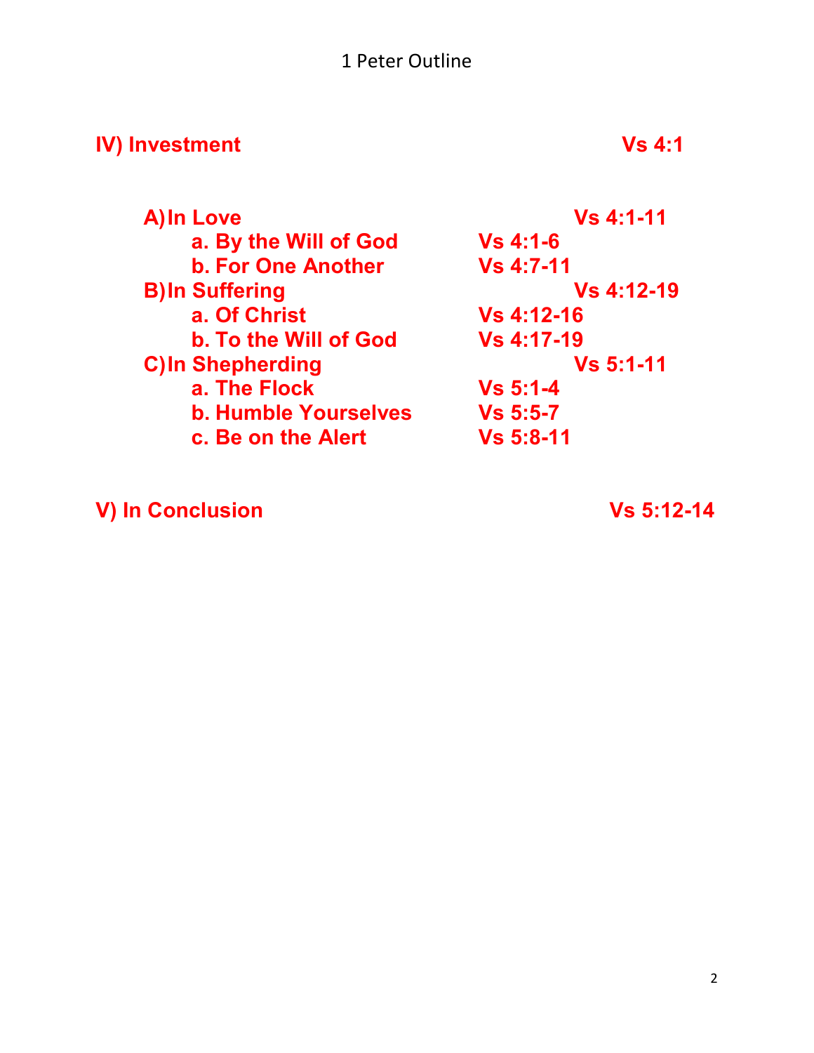**IV) Investment** **Vs 4:1**

- **A) In Love** **Vs 4:1-11**
  - **a. By the Will of God** **Vs 4:1-6**
  - **b. For One Another** **Vs 4:7-11**
- **B) In Suffering** **Vs 4:12-19**
  - **a. Of Christ** **Vs 4:12-16**
  - **b. To the Will of God** **Vs 4:17-19**
- **C) In Shepherding** **Vs 5:1-11**
  - **a. The Flock** **Vs 5:1-4**
  - **b. Humble Yourselves** **Vs 5:5-7**
  - **c. Be on the Alert** **Vs 5:8-11**

**V) In Conclusion** **Vs 5:12-14**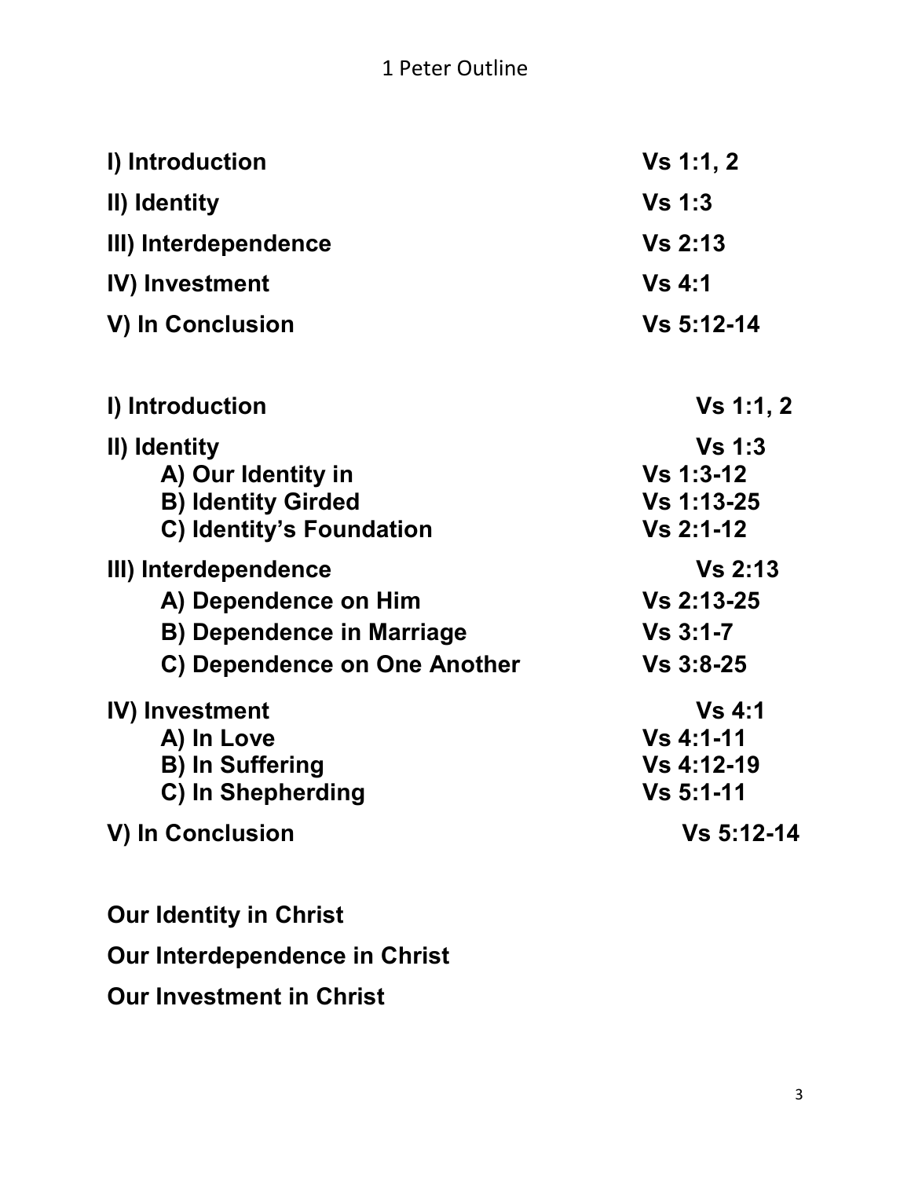# 1 Peter Outline

| | |
|---|---|
| **I) Introduction** | **Vs 1:1, 2** |
| **II) Identity** | **Vs 1:3** |
| **III) Interdependence** | **Vs 2:13** |
| **IV) Investment** | **Vs 4:1** |
| **V) In Conclusion** | **Vs 5:12-14** |

| | |
|---|---|
| **I) Introduction** | **Vs 1:1, 2** |
| **II) Identity** | **Vs 1:3** |
| **A) Our Identity in** | **Vs 1:3-12** |
| **B) Identity Girded** | **Vs 1:13-25** |
| **C) Identity's Foundation** | **Vs 2:1-12** |
| **III) Interdependence** | **Vs 2:13** |
| **A) Dependence on Him** | **Vs 2:13-25** |
| **B) Dependence in Marriage** | **Vs 3:1-7** |
| **C) Dependence on One Another** | **Vs 3:8-25** |
| **IV) Investment** | **Vs 4:1** |
| **A) In Love** | **Vs 4:1-11** |
| **B) In Suffering** | **Vs 4:12-19** |
| **C) In Shepherding** | **Vs 5:1-11** |
| **V) In Conclusion** | **Vs 5:12-14** |

**Our Identity in Christ**

**Our Interdependence in Christ**

**Our Investment in Christ**